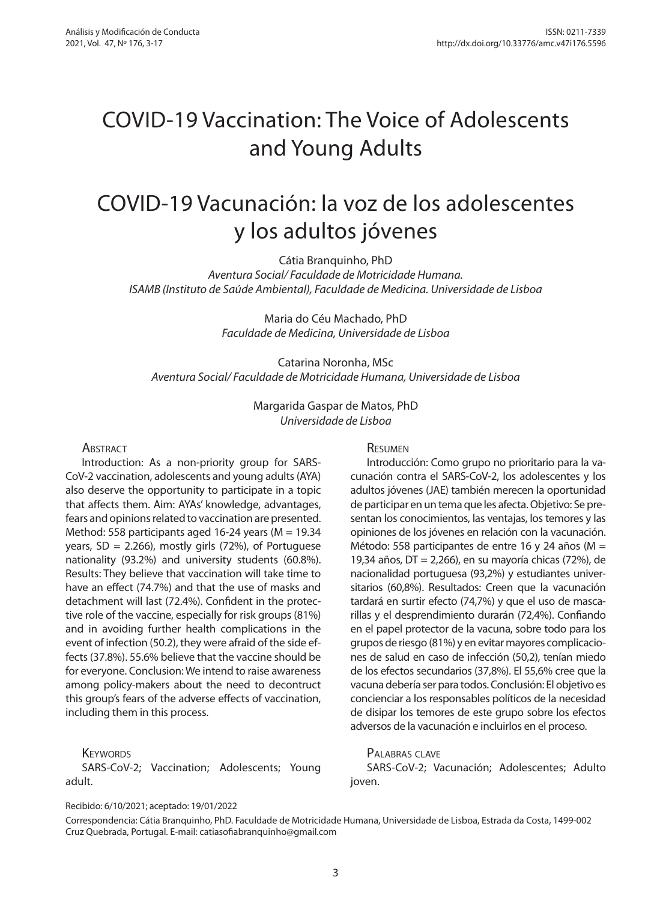# COVID-19 Vaccination: The Voice of Adolescents and Young Adults

# COVID-19 Vacunación: la voz de los adolescentes y los adultos jóvenes

Cátia Branquinho, PhD
*Aventura Social/ Faculdade de Motricidade Humana.*
*ISAMB (Instituto de Saúde Ambiental), Faculdade de Medicina. Universidade de Lisboa*

Maria do Céu Machado, PhD
*Faculdade de Medicina, Universidade de Lisboa*

Catarina Noronha, MSc
*Aventura Social/ Faculdade de Motricidade Humana, Universidade de Lisboa*

Margarida Gaspar de Matos, PhD
*Universidade de Lisboa*

## Abstract

Introduction: As a non-priority group for SARS-CoV-2 vaccination, adolescents and young adults (AYA) also deserve the opportunity to participate in a topic that affects them. Aim: AYAs' knowledge, advantages, fears and opinions related to vaccination are presented. Method: 558 participants aged 16-24 years (M = 19.34 years, SD = 2.266), mostly girls (72%), of Portuguese nationality (93.2%) and university students (60.8%). Results: They believe that vaccination will take time to have an effect (74.7%) and that the use of masks and detachment will last (72.4%). Confident in the protective role of the vaccine, especially for risk groups (81%) and in avoiding further health complications in the event of infection (50.2), they were afraid of the side effects (37.8%). 55.6% believe that the vaccine should be for everyone. Conclusion: We intend to raise awareness among policy-makers about the need to decontruct this group's fears of the adverse effects of vaccination, including them in this process.

## Keywords

SARS-CoV-2; Vaccination; Adolescents; Young adult.

## Resumen

Introducción: Como grupo no prioritario para la vacunación contra el SARS-CoV-2, los adolescentes y los adultos jóvenes (JAE) también merecen la oportunidad de participar en un tema que les afecta. Objetivo: Se presentan los conocimientos, las ventajas, los temores y las opiniones de los jóvenes en relación con la vacunación. Método: 558 participantes de entre 16 y 24 años (M = 19,34 años, DT = 2,266), en su mayoría chicas (72%), de nacionalidad portuguesa (93,2%) y estudiantes universitarios (60,8%). Resultados: Creen que la vacunación tardará en surtir efecto (74,7%) y que el uso de mascarillas y el desprendimiento durarán (72,4%). Confiando en el papel protector de la vacuna, sobre todo para los grupos de riesgo (81%) y en evitar mayores complicaciones de salud en caso de infección (50,2), tenían miedo de los efectos secundarios (37,8%). El 55,6% cree que la vacuna debería ser para todos. Conclusión: El objetivo es concienciar a los responsables políticos de la necesidad de disipar los temores de este grupo sobre los efectos adversos de la vacunación e incluirlos en el proceso.

## Palabras clave

SARS-CoV-2; Vacunación; Adolescentes; Adulto joven.

Recibido: 6/10/2021; aceptado: 19/01/2022

Correspondencia: Cátia Branquinho, PhD. Faculdade de Motricidade Humana, Universidade de Lisboa, Estrada da Costa, 1499-002 Cruz Quebrada, Portugal. E-mail: catiasofiabranquinho@gmail.com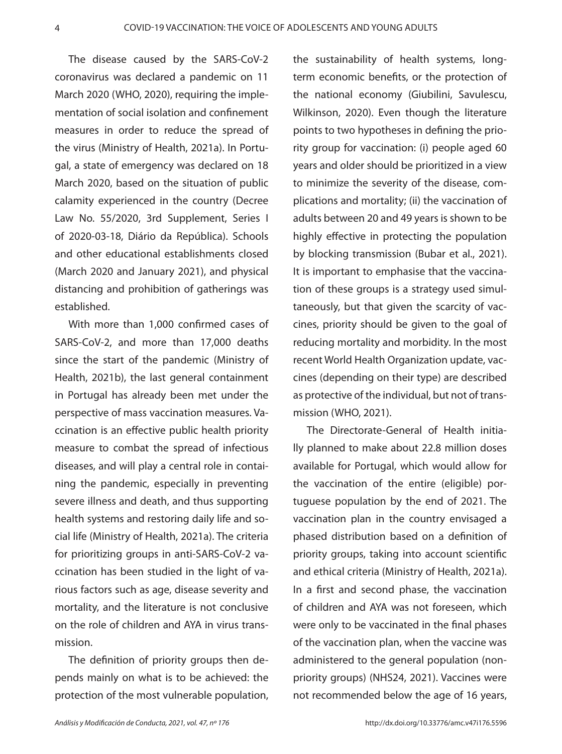The disease caused by the SARS-CoV-2 coronavirus was declared a pandemic on 11 March 2020 (WHO, 2020), requiring the implementation of social isolation and confinement measures in order to reduce the spread of the virus (Ministry of Health, 2021a). In Portugal, a state of emergency was declared on 18 March 2020, based on the situation of public calamity experienced in the country (Decree Law No. 55/2020, 3rd Supplement, Series I of 2020-03-18, Diário da República). Schools and other educational establishments closed (March 2020 and January 2021), and physical distancing and prohibition of gatherings was established.

With more than 1,000 confirmed cases of SARS-CoV-2, and more than 17,000 deaths since the start of the pandemic (Ministry of Health, 2021b), the last general containment in Portugal has already been met under the perspective of mass vaccination measures. Vaccination is an effective public health priority measure to combat the spread of infectious diseases, and will play a central role in containing the pandemic, especially in preventing severe illness and death, and thus supporting health systems and restoring daily life and social life (Ministry of Health, 2021a). The criteria for prioritizing groups in anti-SARS-CoV-2 vaccination has been studied in the light of various factors such as age, disease severity and mortality, and the literature is not conclusive on the role of children and AYA in virus transmission.

The definition of priority groups then depends mainly on what is to be achieved: the protection of the most vulnerable population, the sustainability of health systems, long-term economic benefits, or the protection of the national economy (Giubilini, Savulescu, Wilkinson, 2020). Even though the literature points to two hypotheses in defining the priority group for vaccination: (i) people aged 60 years and older should be prioritized in a view to minimize the severity of the disease, complications and mortality; (ii) the vaccination of adults between 20 and 49 years is shown to be highly effective in protecting the population by blocking transmission (Bubar et al., 2021). It is important to emphasise that the vaccination of these groups is a strategy used simultaneously, but that given the scarcity of vaccines, priority should be given to the goal of reducing mortality and morbidity. In the most recent World Health Organization update, vaccines (depending on their type) are described as protective of the individual, but not of transmission (WHO, 2021).

The Directorate-General of Health initially planned to make about 22.8 million doses available for Portugal, which would allow for the vaccination of the entire (eligible) portuguese population by the end of 2021. The vaccination plan in the country envisaged a phased distribution based on a definition of priority groups, taking into account scientific and ethical criteria (Ministry of Health, 2021a). In a first and second phase, the vaccination of children and AYA was not foreseen, which were only to be vaccinated in the final phases of the vaccination plan, when the vaccine was administered to the general population (non-priority groups) (NHS24, 2021). Vaccines were not recommended below the age of 16 years,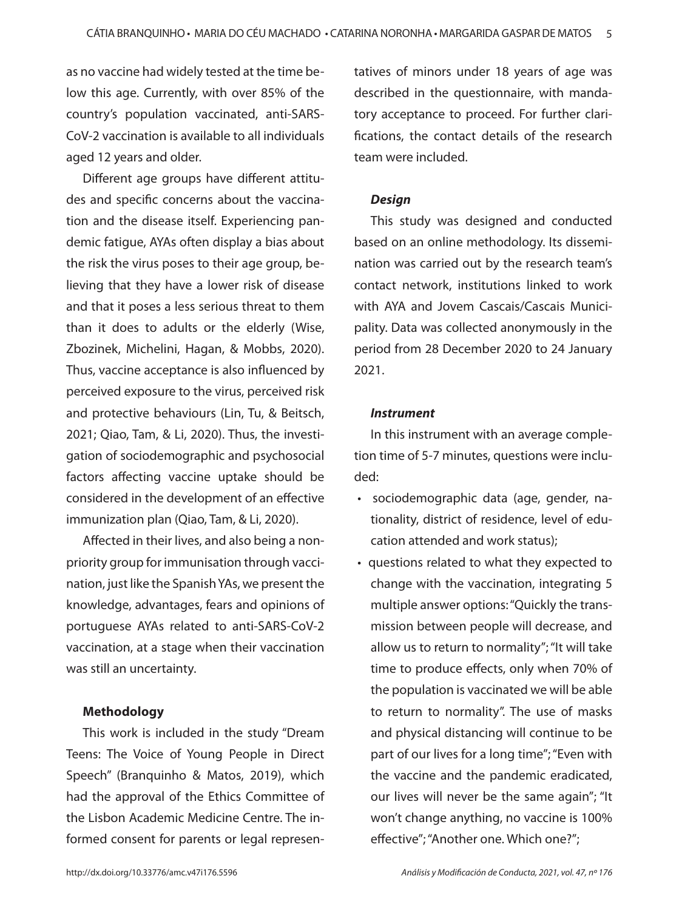as no vaccine had widely tested at the time below this age. Currently, with over 85% of the country's population vaccinated, anti-SARS-CoV-2 vaccination is available to all individuals aged 12 years and older.

Different age groups have different attitudes and specific concerns about the vaccination and the disease itself. Experiencing pandemic fatigue, AYAs often display a bias about the risk the virus poses to their age group, believing that they have a lower risk of disease and that it poses a less serious threat to them than it does to adults or the elderly (Wise, Zbozinek, Michelini, Hagan, & Mobbs, 2020). Thus, vaccine acceptance is also influenced by perceived exposure to the virus, perceived risk and protective behaviours (Lin, Tu, & Beitsch, 2021; Qiao, Tam, & Li, 2020). Thus, the investigation of sociodemographic and psychosocial factors affecting vaccine uptake should be considered in the development of an effective immunization plan (Qiao, Tam, & Li, 2020).

Affected in their lives, and also being a non-priority group for immunisation through vaccination, just like the Spanish YAs, we present the knowledge, advantages, fears and opinions of portuguese AYAs related to anti-SARS-CoV-2 vaccination, at a stage when their vaccination was still an uncertainty.

## Methodology

This work is included in the study "Dream Teens: The Voice of Young People in Direct Speech" (Branquinho & Matos, 2019), which had the approval of the Ethics Committee of the Lisbon Academic Medicine Centre. The informed consent for parents or legal representatives of minors under 18 years of age was described in the questionnaire, with mandatory acceptance to proceed. For further clarifications, the contact details of the research team were included.

### *Design*

This study was designed and conducted based on an online methodology. Its dissemination was carried out by the research team's contact network, institutions linked to work with AYA and Jovem Cascais/Cascais Municipality. Data was collected anonymously in the period from 28 December 2020 to 24 January 2021.

### *Instrument*

In this instrument with an average completion time of 5-7 minutes, questions were included:

- sociodemographic data (age, gender, nationality, district of residence, level of education attended and work status);
- questions related to what they expected to change with the vaccination, integrating 5 multiple answer options: "Quickly the transmission between people will decrease, and allow us to return to normality"; "It will take time to produce effects, only when 70% of the population is vaccinated we will be able to return to normality". The use of masks and physical distancing will continue to be part of our lives for a long time"; "Even with the vaccine and the pandemic eradicated, our lives will never be the same again"; "It won't change anything, no vaccine is 100% effective"; "Another one. Which one?";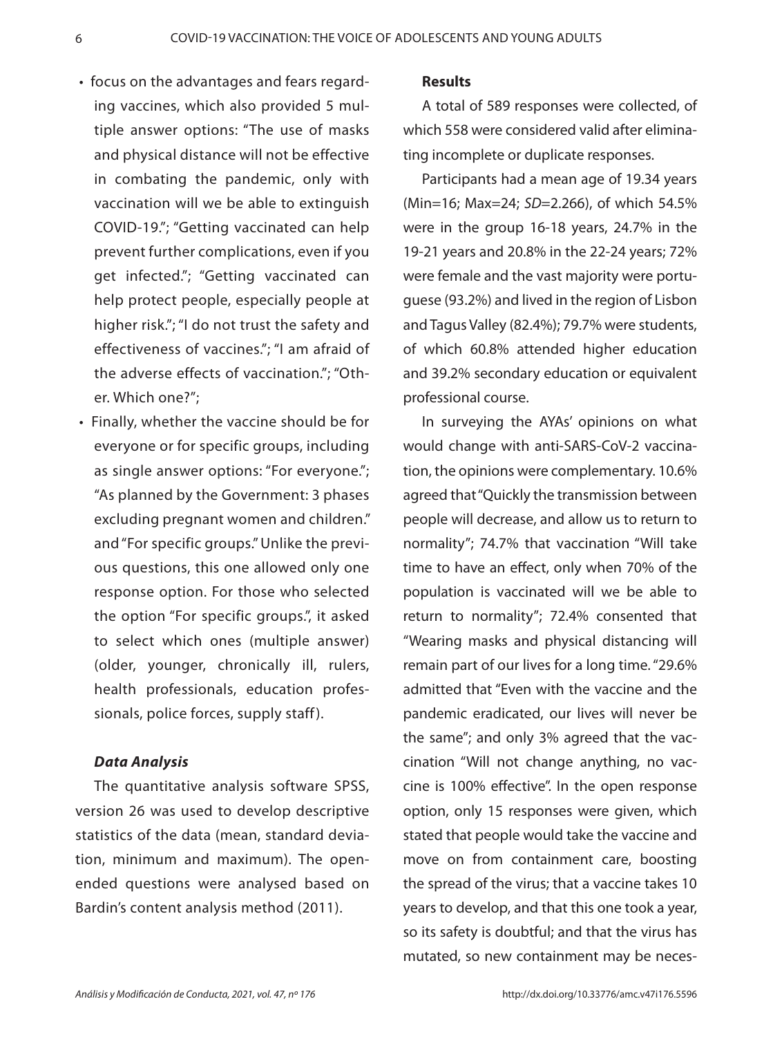- focus on the advantages and fears regarding vaccines, which also provided 5 multiple answer options: "The use of masks and physical distance will not be effective in combating the pandemic, only with vaccination will we be able to extinguish COVID-19."; "Getting vaccinated can help prevent further complications, even if you get infected."; "Getting vaccinated can help protect people, especially people at higher risk."; "I do not trust the safety and effectiveness of vaccines."; "I am afraid of the adverse effects of vaccination."; "Other. Which one?";
- Finally, whether the vaccine should be for everyone or for specific groups, including as single answer options: "For everyone."; "As planned by the Government: 3 phases excluding pregnant women and children." and "For specific groups." Unlike the previous questions, this one allowed only one response option. For those who selected the option "For specific groups.", it asked to select which ones (multiple answer) (older, younger, chronically ill, rulers, health professionals, education professionals, police forces, supply staff).

### *Data Analysis*

The quantitative analysis software SPSS, version 26 was used to develop descriptive statistics of the data (mean, standard deviation, minimum and maximum). The open-ended questions were analysed based on Bardin's content analysis method (2011).

## Results

A total of 589 responses were collected, of which 558 were considered valid after eliminating incomplete or duplicate responses.

Participants had a mean age of 19.34 years (Min=16; Max=24; *SD*=2.266), of which 54.5% were in the group 16-18 years, 24.7% in the 19-21 years and 20.8% in the 22-24 years; 72% were female and the vast majority were portuguese (93.2%) and lived in the region of Lisbon and Tagus Valley (82.4%); 79.7% were students, of which 60.8% attended higher education and 39.2% secondary education or equivalent professional course.

In surveying the AYAs' opinions on what would change with anti-SARS-CoV-2 vaccination, the opinions were complementary. 10.6% agreed that "Quickly the transmission between people will decrease, and allow us to return to normality"; 74.7% that vaccination "Will take time to have an effect, only when 70% of the population is vaccinated will we be able to return to normality"; 72.4% consented that "Wearing masks and physical distancing will remain part of our lives for a long time. "29.6% admitted that "Even with the vaccine and the pandemic eradicated, our lives will never be the same"; and only 3% agreed that the vaccination "Will not change anything, no vaccine is 100% effective". In the open response option, only 15 responses were given, which stated that people would take the vaccine and move on from containment care, boosting the spread of the virus; that a vaccine takes 10 years to develop, and that this one took a year, so its safety is doubtful; and that the virus has mutated, so new containment may be neces-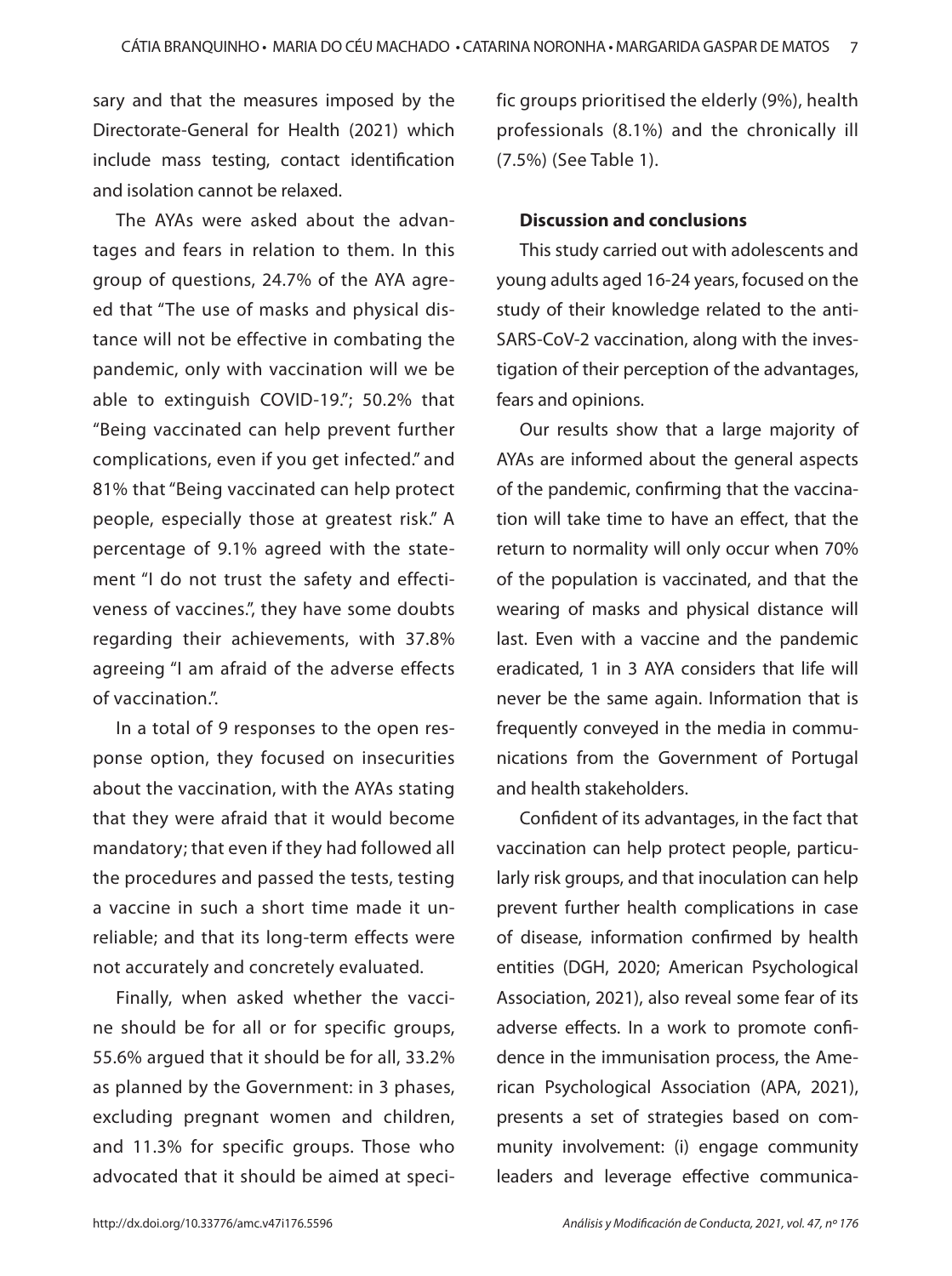sary and that the measures imposed by the Directorate-General for Health (2021) which include mass testing, contact identification and isolation cannot be relaxed.

The AYAs were asked about the advantages and fears in relation to them. In this group of questions, 24.7% of the AYA agreed that "The use of masks and physical distance will not be effective in combating the pandemic, only with vaccination will we be able to extinguish COVID-19."; 50.2% that "Being vaccinated can help prevent further complications, even if you get infected." and 81% that "Being vaccinated can help protect people, especially those at greatest risk." A percentage of 9.1% agreed with the statement "I do not trust the safety and effectiveness of vaccines.", they have some doubts regarding their achievements, with 37.8% agreeing "I am afraid of the adverse effects of vaccination.".

In a total of 9 responses to the open response option, they focused on insecurities about the vaccination, with the AYAs stating that they were afraid that it would become mandatory; that even if they had followed all the procedures and passed the tests, testing a vaccine in such a short time made it unreliable; and that its long-term effects were not accurately and concretely evaluated.

Finally, when asked whether the vaccine should be for all or for specific groups, 55.6% argued that it should be for all, 33.2% as planned by the Government: in 3 phases, excluding pregnant women and children, and 11.3% for specific groups. Those who advocated that it should be aimed at specific groups prioritised the elderly (9%), health professionals (8.1%) and the chronically ill (7.5%) (See Table 1).

## Discussion and conclusions

This study carried out with adolescents and young adults aged 16-24 years, focused on the study of their knowledge related to the anti-SARS-CoV-2 vaccination, along with the investigation of their perception of the advantages, fears and opinions.

Our results show that a large majority of AYAs are informed about the general aspects of the pandemic, confirming that the vaccination will take time to have an effect, that the return to normality will only occur when 70% of the population is vaccinated, and that the wearing of masks and physical distance will last. Even with a vaccine and the pandemic eradicated, 1 in 3 AYA considers that life will never be the same again. Information that is frequently conveyed in the media in communications from the Government of Portugal and health stakeholders.

Confident of its advantages, in the fact that vaccination can help protect people, particularly risk groups, and that inoculation can help prevent further health complications in case of disease, information confirmed by health entities (DGH, 2020; American Psychological Association, 2021), also reveal some fear of its adverse effects. In a work to promote confidence in the immunisation process, the American Psychological Association (APA, 2021), presents a set of strategies based on community involvement: (i) engage community leaders and leverage effective communica-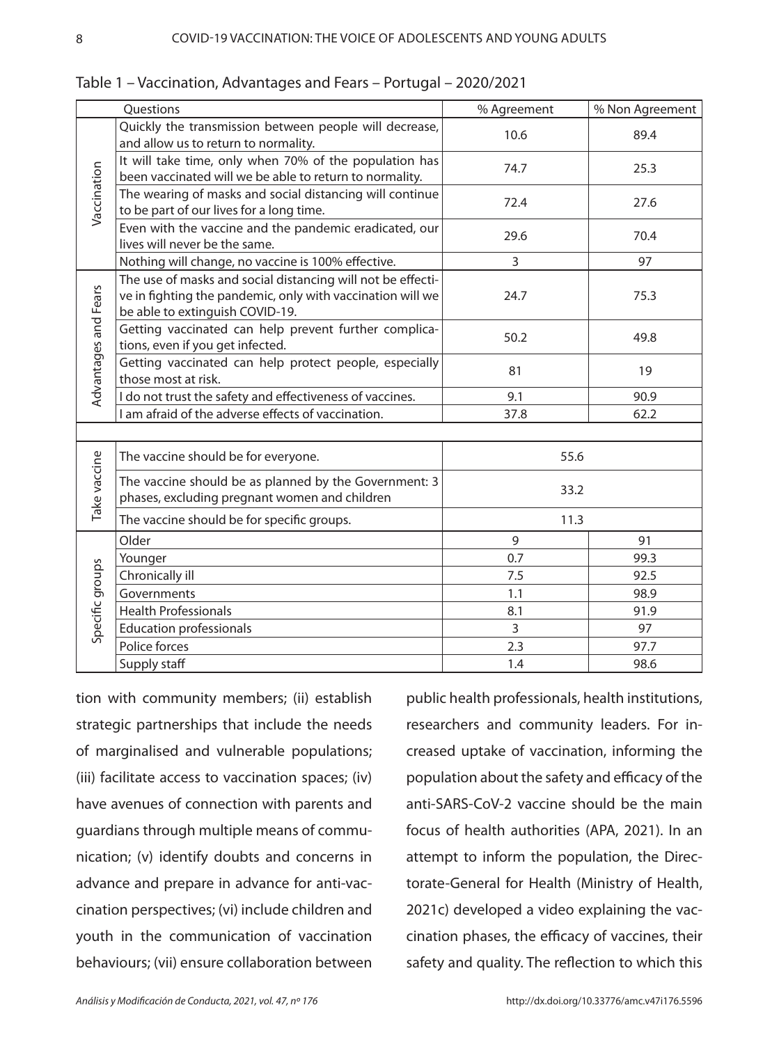Table 1 – Vaccination, Advantages and Fears – Portugal – 2020/2021

| Questions | | % Agreement | % Non Agreement |
|---|---|---|---|
| Vaccination | Quickly the transmission between people will decrease, and allow us to return to normality. | 10.6 | 89.4 |
| | It will take time, only when 70% of the population has been vaccinated will we be able to return to normality. | 74.7 | 25.3 |
| | The wearing of masks and social distancing will continue to be part of our lives for a long time. | 72.4 | 27.6 |
| | Even with the vaccine and the pandemic eradicated, our lives will never be the same. | 29.6 | 70.4 |
| | Nothing will change, no vaccine is 100% effective. | 3 | 97 |
| Advantages and Fears | The use of masks and social distancing will not be effective in fighting the pandemic, only with vaccination will we be able to extinguish COVID-19. | 24.7 | 75.3 |
| | Getting vaccinated can help prevent further complications, even if you get infected. | 50.2 | 49.8 |
| | Getting vaccinated can help protect people, especially those most at risk. | 81 | 19 |
| | I do not trust the safety and effectiveness of vaccines. | 9.1 | 90.9 |
| | I am afraid of the adverse effects of vaccination. | 37.8 | 62.2 |
| Take vaccine | The vaccine should be for everyone. | 55.6 | |
| | The vaccine should be as planned by the Government: 3 phases, excluding pregnant women and children | 33.2 | |
| | The vaccine should be for specific groups. | 11.3 | |
| Specific groups | Older | 9 | 91 |
| | Younger | 0.7 | 99.3 |
| | Chronically ill | 7.5 | 92.5 |
| | Governments | 1.1 | 98.9 |
| | Health Professionals | 8.1 | 91.9 |
| | Education professionals | 3 | 97 |
| | Police forces | 2.3 | 97.7 |
| | Supply staff | 1.4 | 98.6 |

tion with community members; (ii) establish strategic partnerships that include the needs of marginalised and vulnerable populations; (iii) facilitate access to vaccination spaces; (iv) have avenues of connection with parents and guardians through multiple means of communication; (v) identify doubts and concerns in advance and prepare in advance for anti-vaccination perspectives; (vi) include children and youth in the communication of vaccination behaviours; (vii) ensure collaboration between public health professionals, health institutions, researchers and community leaders. For increased uptake of vaccination, informing the population about the safety and efficacy of the anti-SARS-CoV-2 vaccine should be the main focus of health authorities (APA, 2021). In an attempt to inform the population, the Directorate-General for Health (Ministry of Health, 2021c) developed a video explaining the vaccination phases, the efficacy of vaccines, their safety and quality. The reflection to which this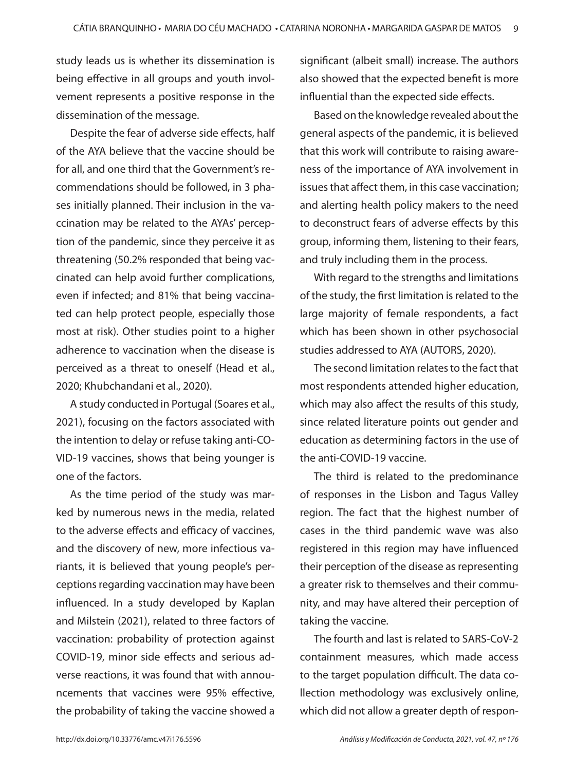study leads us is whether its dissemination is being effective in all groups and youth involvement represents a positive response in the dissemination of the message.

Despite the fear of adverse side effects, half of the AYA believe that the vaccine should be for all, and one third that the Government's recommendations should be followed, in 3 phases initially planned. Their inclusion in the vaccination may be related to the AYAs' perception of the pandemic, since they perceive it as threatening (50.2% responded that being vaccinated can help avoid further complications, even if infected; and 81% that being vaccinated can help protect people, especially those most at risk). Other studies point to a higher adherence to vaccination when the disease is perceived as a threat to oneself (Head et al., 2020; Khubchandani et al., 2020).

A study conducted in Portugal (Soares et al., 2021), focusing on the factors associated with the intention to delay or refuse taking anti-COVID-19 vaccines, shows that being younger is one of the factors.

As the time period of the study was marked by numerous news in the media, related to the adverse effects and efficacy of vaccines, and the discovery of new, more infectious variants, it is believed that young people's perceptions regarding vaccination may have been influenced. In a study developed by Kaplan and Milstein (2021), related to three factors of vaccination: probability of protection against COVID-19, minor side effects and serious adverse reactions, it was found that with announcements that vaccines were 95% effective, the probability of taking the vaccine showed a significant (albeit small) increase. The authors also showed that the expected benefit is more influential than the expected side effects.

Based on the knowledge revealed about the general aspects of the pandemic, it is believed that this work will contribute to raising awareness of the importance of AYA involvement in issues that affect them, in this case vaccination; and alerting health policy makers to the need to deconstruct fears of adverse effects by this group, informing them, listening to their fears, and truly including them in the process.

With regard to the strengths and limitations of the study, the first limitation is related to the large majority of female respondents, a fact which has been shown in other psychosocial studies addressed to AYA (AUTORS, 2020).

The second limitation relates to the fact that most respondents attended higher education, which may also affect the results of this study, since related literature points out gender and education as determining factors in the use of the anti-COVID-19 vaccine.

The third is related to the predominance of responses in the Lisbon and Tagus Valley region. The fact that the highest number of cases in the third pandemic wave was also registered in this region may have influenced their perception of the disease as representing a greater risk to themselves and their community, and may have altered their perception of taking the vaccine.

The fourth and last is related to SARS-CoV-2 containment measures, which made access to the target population difficult. The data collection methodology was exclusively online, which did not allow a greater depth of respon-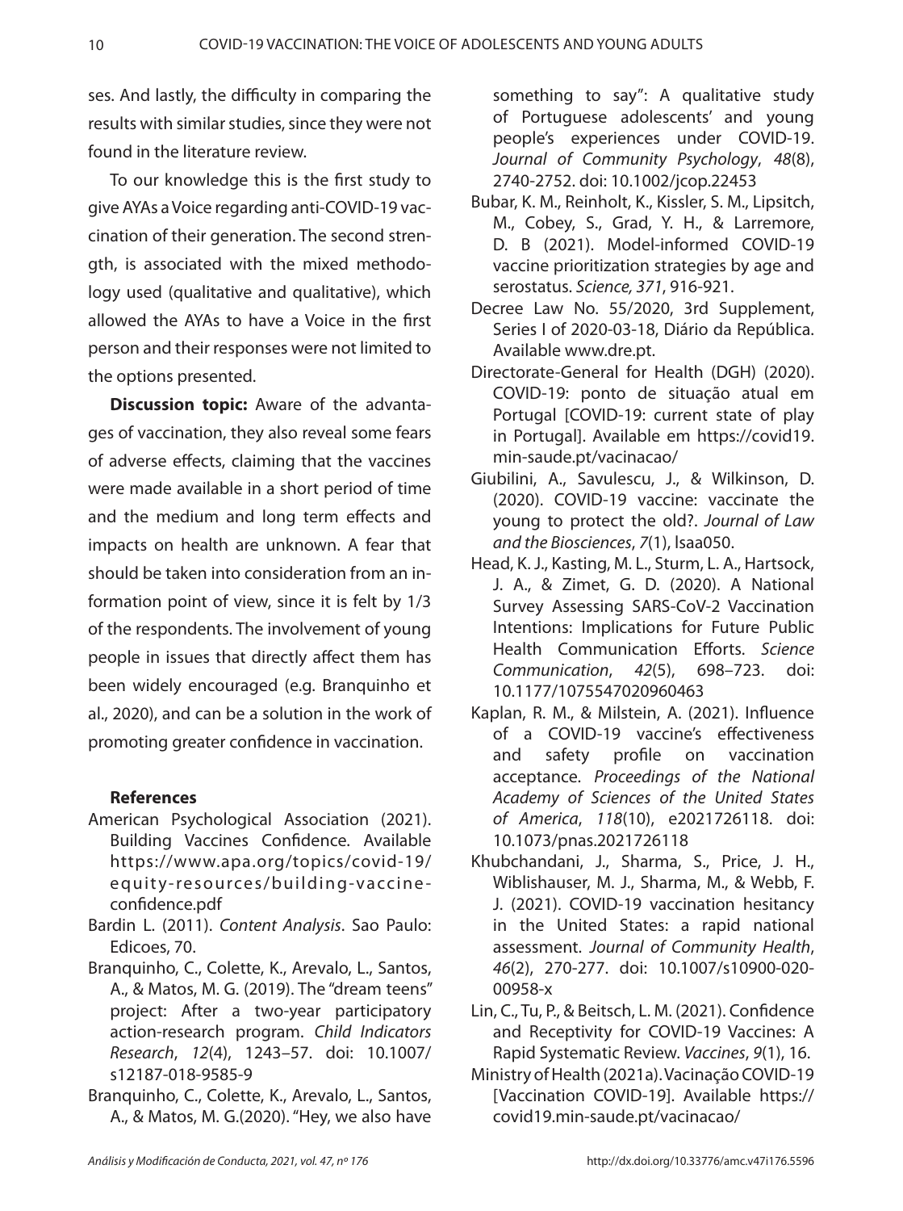ses. And lastly, the difficulty in comparing the results with similar studies, since they were not found in the literature review.

To our knowledge this is the first study to give AYAs a Voice regarding anti-COVID-19 vaccination of their generation. The second strength, is associated with the mixed methodology used (qualitative and qualitative), which allowed the AYAs to have a Voice in the first person and their responses were not limited to the options presented.

**Discussion topic:** Aware of the advantages of vaccination, they also reveal some fears of adverse effects, claiming that the vaccines were made available in a short period of time and the medium and long term effects and impacts on health are unknown. A fear that should be taken into consideration from an information point of view, since it is felt by 1/3 of the respondents. The involvement of young people in issues that directly affect them has been widely encouraged (e.g. Branquinho et al., 2020), and can be a solution in the work of promoting greater confidence in vaccination.

### References

American Psychological Association (2021). Building Vaccines Confidence. Available https://www.apa.org/topics/covid-19/equity-resources/building-vaccine-confidence.pdf

Bardin L. (2011). *Content Analysis*. Sao Paulo: Edicoes, 70.

Branquinho, C., Colette, K., Arevalo, L., Santos, A., & Matos, M. G. (2019). The "dream teens" project: After a two-year participatory action-research program. *Child Indicators Research*, *12*(4), 1243–57. doi: 10.1007/s12187-018-9585-9

Branquinho, C., Colette, K., Arevalo, L., Santos, A., & Matos, M. G.(2020). "Hey, we also have something to say": A qualitative study of Portuguese adolescents' and young people's experiences under COVID-19. *Journal of Community Psychology*, *48*(8), 2740-2752. doi: 10.1002/jcop.22453

Bubar, K. M., Reinholt, K., Kissler, S. M., Lipsitch, M., Cobey, S., Grad, Y. H., & Larremore, D. B (2021). Model-informed COVID-19 vaccine prioritization strategies by age and serostatus. *Science, 371*, 916-921.

Decree Law No. 55/2020, 3rd Supplement, Series I of 2020-03-18, Diário da República. Available www.dre.pt.

Directorate-General for Health (DGH) (2020). COVID-19: ponto de situação atual em Portugal [COVID-19: current state of play in Portugal]. Available em https://covid19.min-saude.pt/vacinacao/

Giubilini, A., Savulescu, J., & Wilkinson, D. (2020). COVID-19 vaccine: vaccinate the young to protect the old?. *Journal of Law and the Biosciences*, *7*(1), lsaa050.

Head, K. J., Kasting, M. L., Sturm, L. A., Hartsock, J. A., & Zimet, G. D. (2020). A National Survey Assessing SARS-CoV-2 Vaccination Intentions: Implications for Future Public Health Communication Efforts. *Science Communication*, *42*(5), 698–723. doi: 10.1177/1075547020960463

Kaplan, R. M., & Milstein, A. (2021). Influence of a COVID-19 vaccine's effectiveness and safety profile on vaccination acceptance. *Proceedings of the National Academy of Sciences of the United States of America*, *118*(10), e2021726118. doi: 10.1073/pnas.2021726118

Khubchandani, J., Sharma, S., Price, J. H., Wiblishauser, M. J., Sharma, M., & Webb, F. J. (2021). COVID-19 vaccination hesitancy in the United States: a rapid national assessment. *Journal of Community Health*, *46*(2), 270-277. doi: 10.1007/s10900-020-00958-x

Lin, C., Tu, P., & Beitsch, L. M. (2021). Confidence and Receptivity for COVID-19 Vaccines: A Rapid Systematic Review. *Vaccines*, *9*(1), 16.

Ministry of Health (2021a). Vacinação COVID-19 [Vaccination COVID-19]. Available https://covid19.min-saude.pt/vacinacao/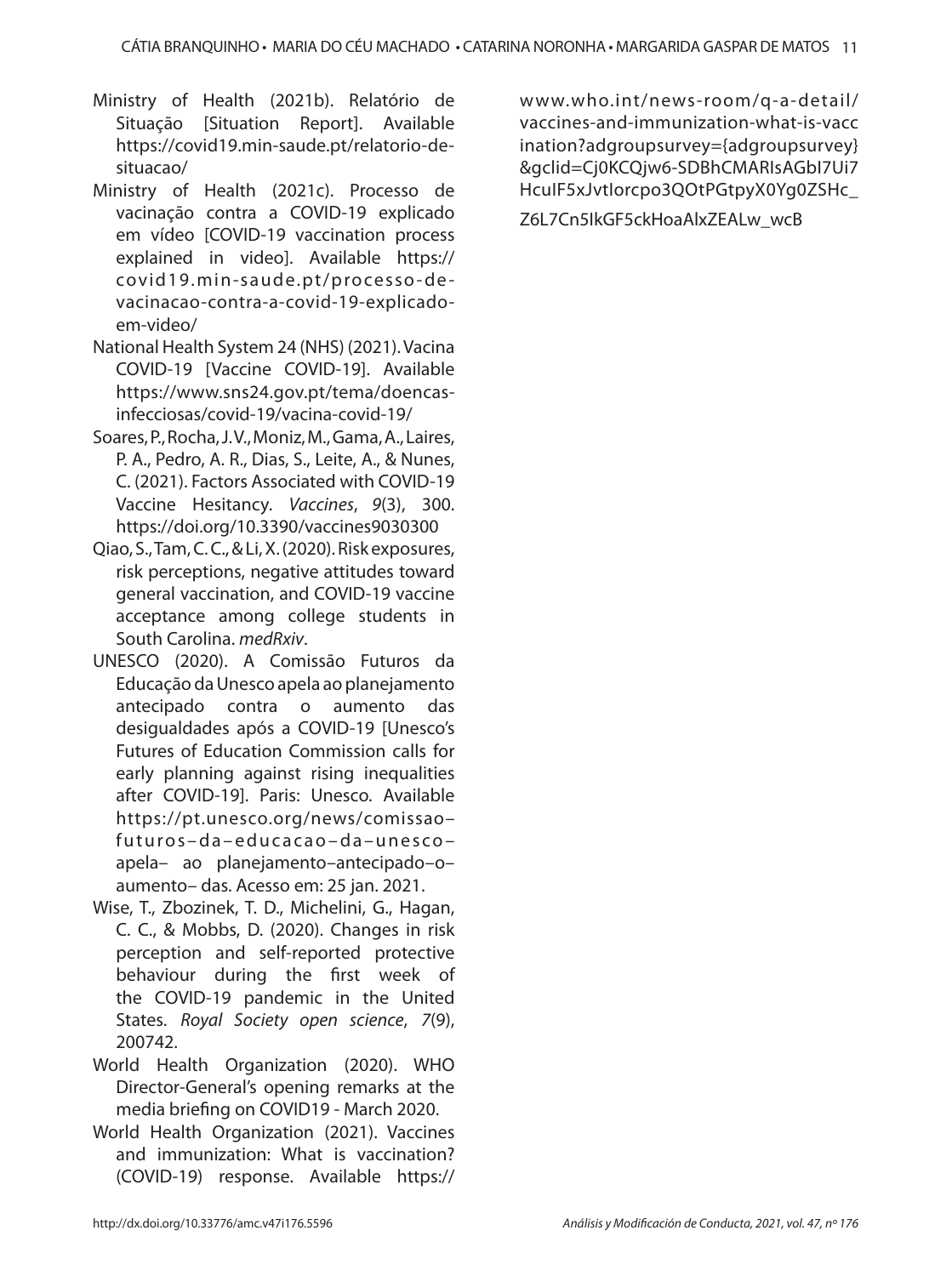Ministry of Health (2021b). Relatório de Situação [Situation Report]. Available https://covid19.min-saude.pt/relatorio-de-situacao/

Ministry of Health (2021c). Processo de vacinação contra a COVID-19 explicado em vídeo [COVID-19 vaccination process explained in video]. Available https://covid19.min-saude.pt/processo-de-vacinacao-contra-a-covid-19-explicado-em-video/

National Health System 24 (NHS) (2021). Vacina COVID-19 [Vaccine COVID-19]. Available https://www.sns24.gov.pt/tema/doencas-infecciosas/covid-19/vacina-covid-19/

Soares, P., Rocha, J. V., Moniz, M., Gama, A., Laires, P. A., Pedro, A. R., Dias, S., Leite, A., & Nunes, C. (2021). Factors Associated with COVID-19 Vaccine Hesitancy. *Vaccines*, *9*(3), 300. https://doi.org/10.3390/vaccines9030300

Qiao, S., Tam, C. C., & Li, X. (2020). Risk exposures, risk perceptions, negative attitudes toward general vaccination, and COVID-19 vaccine acceptance among college students in South Carolina. *medRxiv*.

UNESCO (2020). A Comissão Futuros da Educação da Unesco apela ao planejamento antecipado contra o aumento das desigualdades após a COVID-19 [Unesco's Futures of Education Commission calls for early planning against rising inequalities after COVID-19]. Paris: Unesco. Available https://pt.unesco.org/news/comissao–futuros–da–educacao–da–unesco–apela– ao planejamento–antecipado–o–aumento– das. Acesso em: 25 jan. 2021.

Wise, T., Zbozinek, T. D., Michelini, G., Hagan, C. C., & Mobbs, D. (2020). Changes in risk perception and self-reported protective behaviour during the first week of the COVID-19 pandemic in the United States. *Royal Society open science*, *7*(9), 200742.

World Health Organization (2020). WHO Director-General's opening remarks at the media briefing on COVID19 - March 2020.

World Health Organization (2021). Vaccines and immunization: What is vaccination? (COVID-19) response. Available https://www.who.int/news-room/q-a-detail/vaccines-and-immunization-what-is-vaccination?adgroupsurvey={adgroupsurvey}&gclid=Cj0KCQjw6-SDBhCMARIsAGbI7Ui7HcuIF5xJvtIorcpo3QOtPGtpyX0Yg0ZSHc_Z6L7Cn5IkGF5ckHoaAlxZEALw_wcB